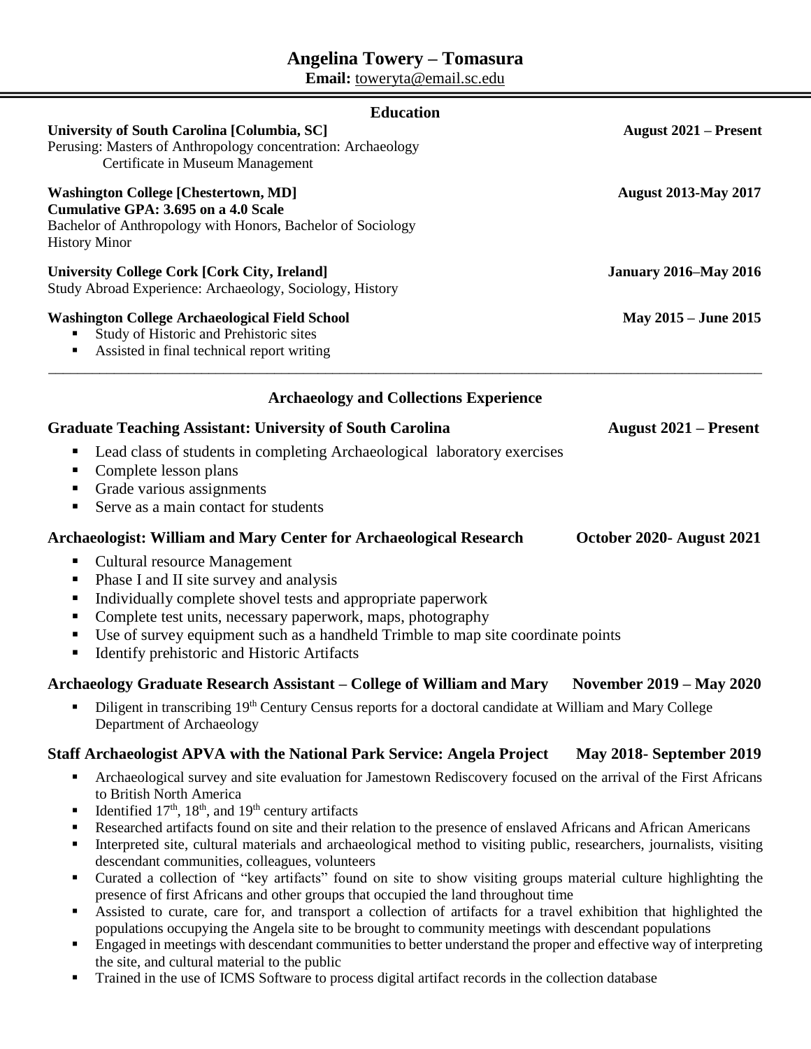# Angelina Towery – Tomasura

**Email:** toweryta@email.sc.edu

## Education

**University of South Carolina [Columbia, SC]** — **August 2021 – Present**
Perusing: Masters of Anthropology concentration: Archaeology
Certificate in Museum Management

**Washington College [Chestertown, MD]** — **August 2013-May 2017**
**Cumulative GPA: 3.695 on a 4.0 Scale**
Bachelor of Anthropology with Honors, Bachelor of Sociology
History Minor

**University College Cork [Cork City, Ireland]** — **January 2016–May 2016**
Study Abroad Experience: Archaeology, Sociology, History

**Washington College Archaeological Field School** — **May 2015 – June 2015**

- Study of Historic and Prehistoric sites
- Assisted in final technical report writing

---

## Archaeology and Collections Experience

### Graduate Teaching Assistant: University of South Carolina — August 2021 – Present

- Lead class of students in completing Archaeological laboratory exercises
- Complete lesson plans
- Grade various assignments
- Serve as a main contact for students

### Archaeologist: William and Mary Center for Archaeological Research — October 2020- August 2021

- Cultural resource Management
- Phase I and II site survey and analysis
- Individually complete shovel tests and appropriate paperwork
- Complete test units, necessary paperwork, maps, photography
- Use of survey equipment such as a handheld Trimble to map site coordinate points
- Identify prehistoric and Historic Artifacts

### Archaeology Graduate Research Assistant – College of William and Mary — November 2019 – May 2020

- Diligent in transcribing 19th Century Census reports for a doctoral candidate at William and Mary College Department of Archaeology

### Staff Archaeologist APVA with the National Park Service: Angela Project — May 2018- September 2019

- Archaeological survey and site evaluation for Jamestown Rediscovery focused on the arrival of the First Africans to British North America
- Identified 17th, 18th, and 19th century artifacts
- Researched artifacts found on site and their relation to the presence of enslaved Africans and African Americans
- Interpreted site, cultural materials and archaeological method to visiting public, researchers, journalists, visiting descendant communities, colleagues, volunteers
- Curated a collection of "key artifacts" found on site to show visiting groups material culture highlighting the presence of first Africans and other groups that occupied the land throughout time
- Assisted to curate, care for, and transport a collection of artifacts for a travel exhibition that highlighted the populations occupying the Angela site to be brought to community meetings with descendant populations
- Engaged in meetings with descendant communities to better understand the proper and effective way of interpreting the site, and cultural material to the public
- Trained in the use of ICMS Software to process digital artifact records in the collection database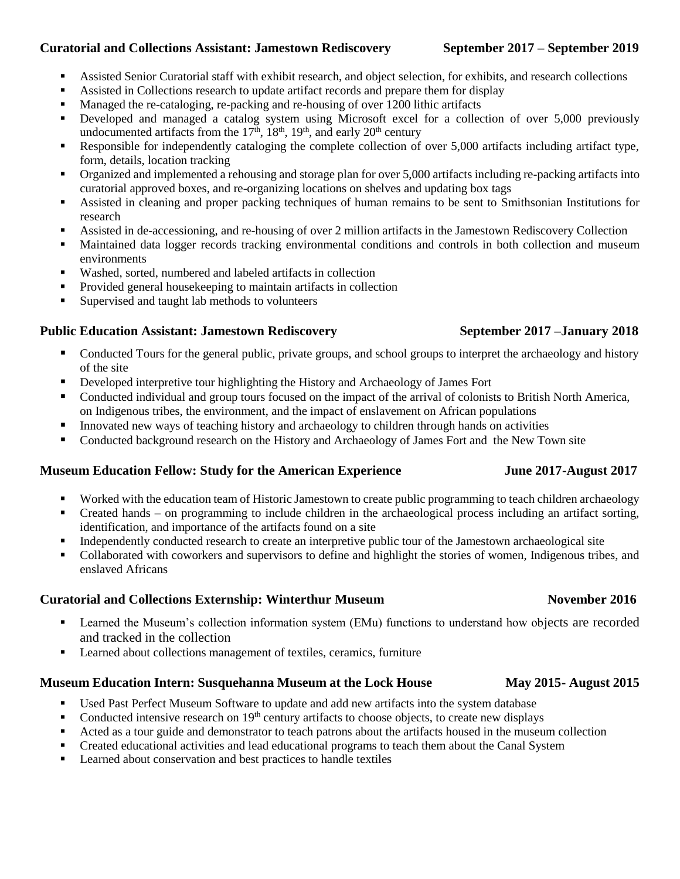**Curatorial and Collections Assistant: Jamestown Rediscovery** **September 2017 – September 2019**

- Assisted Senior Curatorial staff with exhibit research, and object selection, for exhibits, and research collections
- Assisted in Collections research to update artifact records and prepare them for display
- Managed the re-cataloging, re-packing and re-housing of over 1200 lithic artifacts
- Developed and managed a catalog system using Microsoft excel for a collection of over 5,000 previously undocumented artifacts from the 17th, 18th, 19th, and early 20th century
- Responsible for independently cataloging the complete collection of over 5,000 artifacts including artifact type, form, details, location tracking
- Organized and implemented a rehousing and storage plan for over 5,000 artifacts including re-packing artifacts into curatorial approved boxes, and re-organizing locations on shelves and updating box tags
- Assisted in cleaning and proper packing techniques of human remains to be sent to Smithsonian Institutions for research
- Assisted in de-accessioning, and re-housing of over 2 million artifacts in the Jamestown Rediscovery Collection
- Maintained data logger records tracking environmental conditions and controls in both collection and museum environments
- Washed, sorted, numbered and labeled artifacts in collection
- Provided general housekeeping to maintain artifacts in collection
- Supervised and taught lab methods to volunteers

**Public Education Assistant: Jamestown Rediscovery** **September 2017 –January 2018**

- Conducted Tours for the general public, private groups, and school groups to interpret the archaeology and history of the site
- Developed interpretive tour highlighting the History and Archaeology of James Fort
- Conducted individual and group tours focused on the impact of the arrival of colonists to British North America, on Indigenous tribes, the environment, and the impact of enslavement on African populations
- Innovated new ways of teaching history and archaeology to children through hands on activities
- Conducted background research on the History and Archaeology of James Fort and the New Town site

**Museum Education Fellow: Study for the American Experience** **June 2017-August 2017**

- Worked with the education team of Historic Jamestown to create public programming to teach children archaeology
- Created hands – on programming to include children in the archaeological process including an artifact sorting, identification, and importance of the artifacts found on a site
- Independently conducted research to create an interpretive public tour of the Jamestown archaeological site
- Collaborated with coworkers and supervisors to define and highlight the stories of women, Indigenous tribes, and enslaved Africans

**Curatorial and Collections Externship: Winterthur Museum** **November 2016**

- Learned the Museum's collection information system (EMu) functions to understand how objects are recorded and tracked in the collection
- Learned about collections management of textiles, ceramics, furniture

**Museum Education Intern: Susquehanna Museum at the Lock House** **May 2015- August 2015**

- Used Past Perfect Museum Software to update and add new artifacts into the system database
- Conducted intensive research on 19th century artifacts to choose objects, to create new displays
- Acted as a tour guide and demonstrator to teach patrons about the artifacts housed in the museum collection
- Created educational activities and lead educational programs to teach them about the Canal System
- Learned about conservation and best practices to handle textiles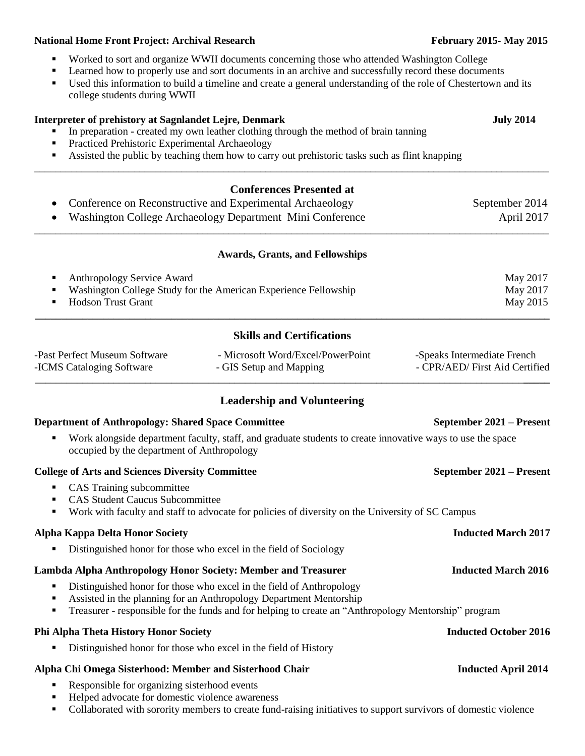**National Home Front Project: Archival Research** **February 2015- May 2015**

- Worked to sort and organize WWII documents concerning those who attended Washington College
- Learned how to properly use and sort documents in an archive and successfully record these documents
- Used this information to build a timeline and create a general understanding of the role of Chestertown and its college students during WWII

**Interpreter of prehistory at Sagnlandet Lejre, Denmark** **July 2014**

- In preparation - created my own leather clothing through the method of brain tanning
- Practiced Prehistoric Experimental Archaeology
- Assisted the public by teaching them how to carry out prehistoric tasks such as flint knapping

---

## Conferences Presented at

- Conference on Reconstructive and Experimental Archaeology — September 2014
- Washington College Archaeology Department Mini Conference — April 2017

---

## Awards, Grants, and Fellowships

- Anthropology Service Award — May 2017
- Washington College Study for the American Experience Fellowship — May 2017
- Hodson Trust Grant — May 2015

---

## Skills and Certifications

| | | |
|---|---|---|
| -Past Perfect Museum Software | - Microsoft Word/Excel/PowerPoint | -Speaks Intermediate French |
| -ICMS Cataloging Software | - GIS Setup and Mapping | - CPR/AED/ First Aid Certified |

---

## Leadership and Volunteering

**Department of Anthropology: Shared Space Committee** **September 2021 – Present**

- Work alongside department faculty, staff, and graduate students to create innovative ways to use the space occupied by the department of Anthropology

**College of Arts and Sciences Diversity Committee** **September 2021 – Present**

- CAS Training subcommittee
- CAS Student Caucus Subcommittee
- Work with faculty and staff to advocate for policies of diversity on the University of SC Campus

**Alpha Kappa Delta Honor Society** **Inducted March 2017**

- Distinguished honor for those who excel in the field of Sociology

**Lambda Alpha Anthropology Honor Society: Member and Treasurer** **Inducted March 2016**

- Distinguished honor for those who excel in the field of Anthropology
- Assisted in the planning for an Anthropology Department Mentorship
- Treasurer - responsible for the funds and for helping to create an "Anthropology Mentorship" program

**Phi Alpha Theta History Honor Society** **Inducted October 2016**

- Distinguished honor for those who excel in the field of History

**Alpha Chi Omega Sisterhood: Member and Sisterhood Chair** **Inducted April 2014**

- Responsible for organizing sisterhood events
- Helped advocate for domestic violence awareness
- Collaborated with sorority members to create fund-raising initiatives to support survivors of domestic violence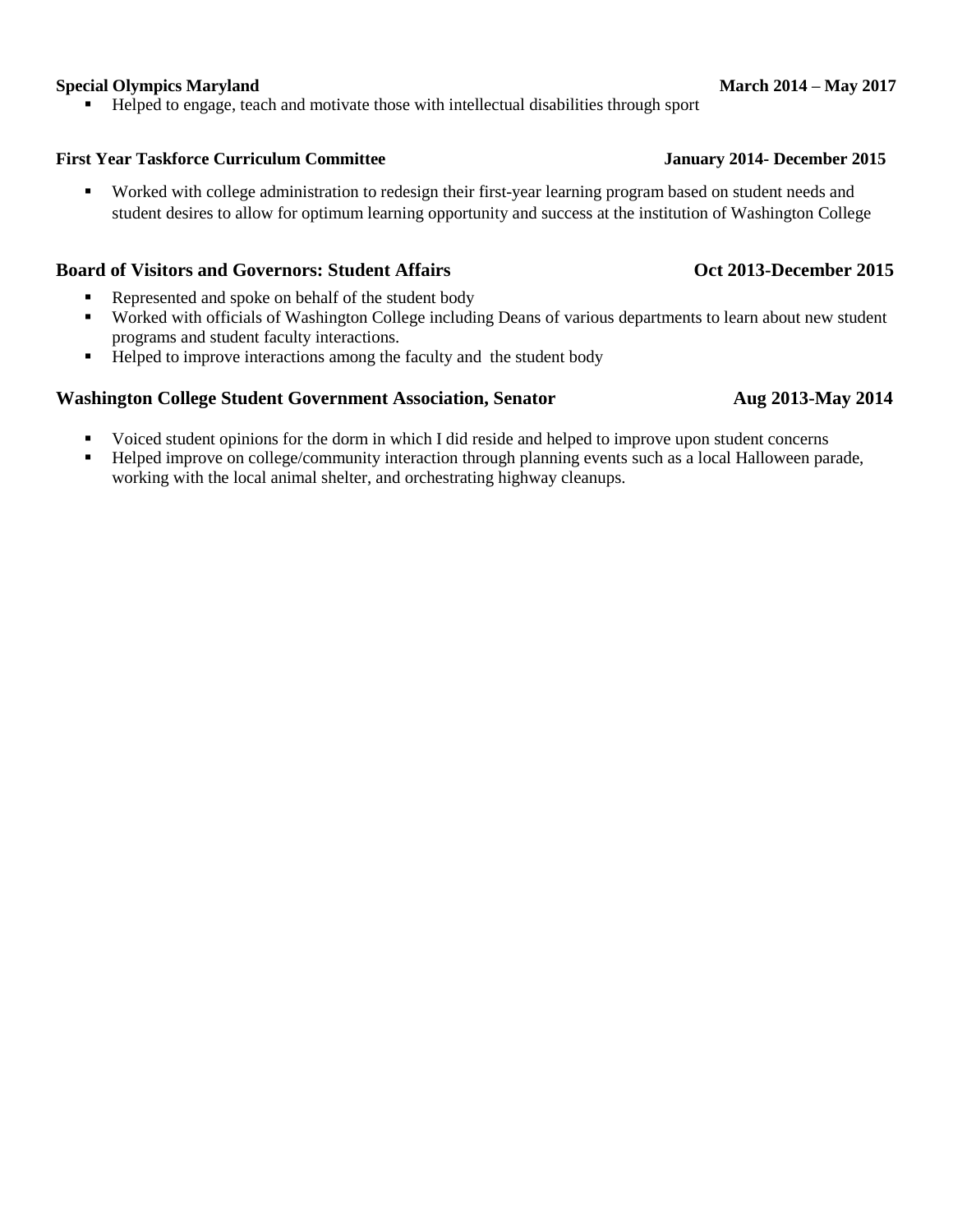**Special Olympics Maryland** **March 2014 – May 2017**

- Helped to engage, teach and motivate those with intellectual disabilities through sport

**First Year Taskforce Curriculum Committee** **January 2014- December 2015**

- Worked with college administration to redesign their first-year learning program based on student needs and student desires to allow for optimum learning opportunity and success at the institution of Washington College

**Board of Visitors and Governors: Student Affairs** **Oct 2013-December 2015**

- Represented and spoke on behalf of the student body
- Worked with officials of Washington College including Deans of various departments to learn about new student programs and student faculty interactions.
- Helped to improve interactions among the faculty and the student body

**Washington College Student Government Association, Senator** **Aug 2013-May 2014**

- Voiced student opinions for the dorm in which I did reside and helped to improve upon student concerns
- Helped improve on college/community interaction through planning events such as a local Halloween parade, working with the local animal shelter, and orchestrating highway cleanups.